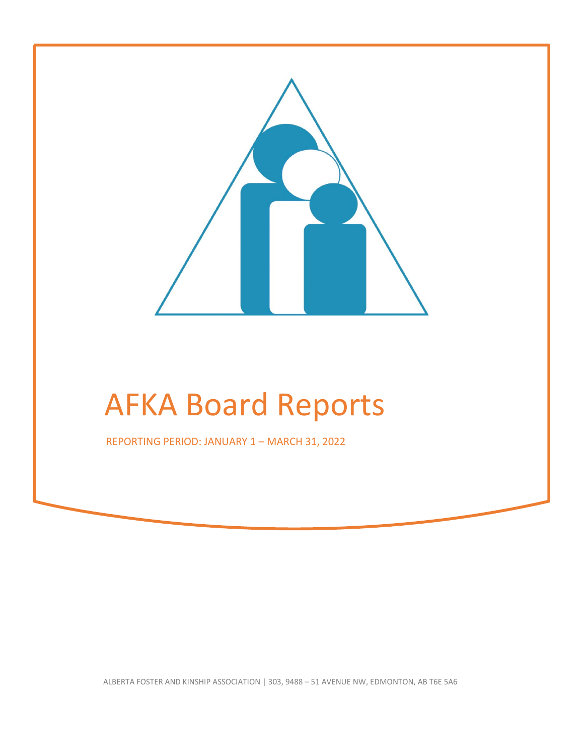# AFKA Board Reports

REPORTING PERIOD: JANUARY 1 – MARCH 31, 2022

ALBERTA FOSTER AND KINSHIP ASSOCIATION | 303, 9488 – 51 AVENUE NW, EDMONTON, AB T6E 5A6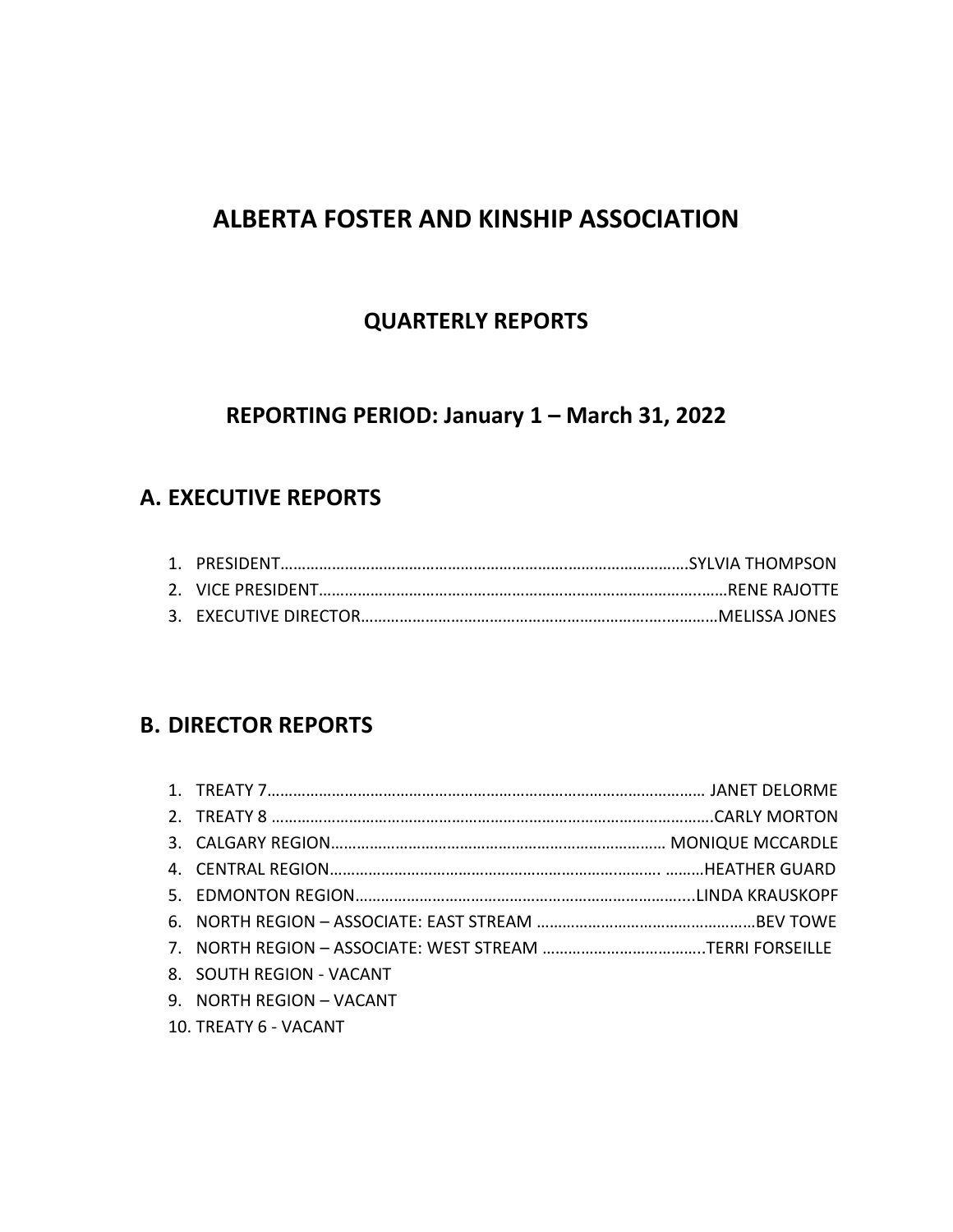# ALBERTA FOSTER AND KINSHIP ASSOCIATION

## QUARTERLY REPORTS

## REPORTING PERIOD: January 1 – March 31, 2022

## A. EXECUTIVE REPORTS

1. PRESIDENT…………………………………………………………………………………SYLVIA THOMPSON
2. VICE PRESIDENT……………………………………………………………………………RENE RAJOTTE
3. EXECUTIVE DIRECTOR…………………………………………………………………MELISSA JONES

## B. DIRECTOR REPORTS

1. TREATY 7………………………………………………………………………………………… JANET DELORME
2. TREATY 8 …………………………………………………………………………………………CARLY MORTON
3. CALGARY REGION…………………………………………………………………… MONIQUE MCCARDLE
4. CENTRAL REGION………………………………………………………………. ………HEATHER GUARD
5. EDMONTON REGION…………………………………………………………………...LINDA KRAUSKOPF
6. NORTH REGION – ASSOCIATE: EAST STREAM ……………………………………………BEV TOWE
7. NORTH REGION – ASSOCIATE: WEST STREAM ………………………………..TERRI FORSEILLE
8. SOUTH REGION - VACANT
9. NORTH REGION – VACANT
10. TREATY 6 - VACANT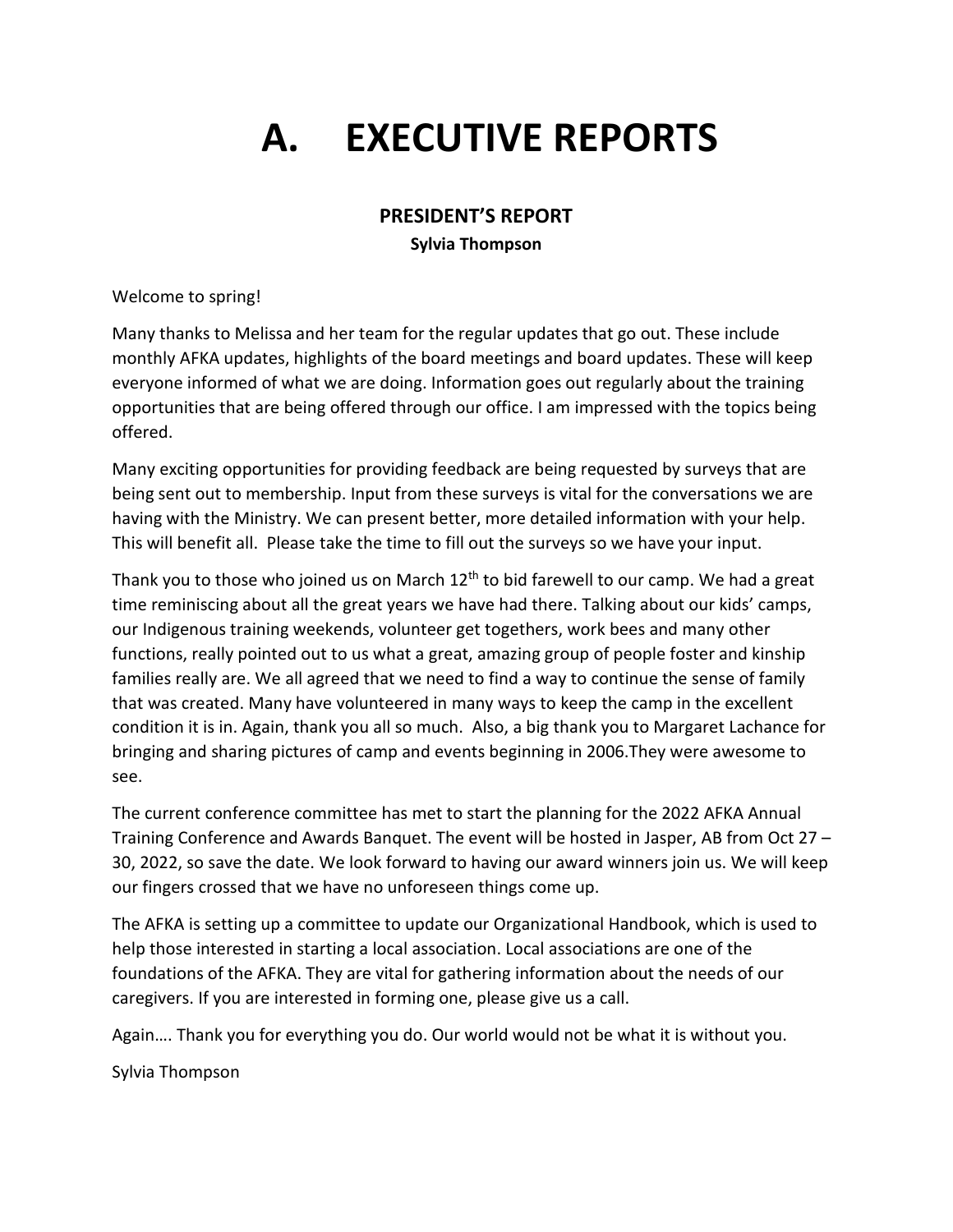# A. EXECUTIVE REPORTS

## PRESIDENT'S REPORT

**Sylvia Thompson**

Welcome to spring!

Many thanks to Melissa and her team for the regular updates that go out. These include monthly AFKA updates, highlights of the board meetings and board updates. These will keep everyone informed of what we are doing. Information goes out regularly about the training opportunities that are being offered through our office. I am impressed with the topics being offered.

Many exciting opportunities for providing feedback are being requested by surveys that are being sent out to membership. Input from these surveys is vital for the conversations we are having with the Ministry. We can present better, more detailed information with your help. This will benefit all. Please take the time to fill out the surveys so we have your input.

Thank you to those who joined us on March 12th to bid farewell to our camp. We had a great time reminiscing about all the great years we have had there. Talking about our kids' camps, our Indigenous training weekends, volunteer get togethers, work bees and many other functions, really pointed out to us what a great, amazing group of people foster and kinship families really are. We all agreed that we need to find a way to continue the sense of family that was created. Many have volunteered in many ways to keep the camp in the excellent condition it is in. Again, thank you all so much. Also, a big thank you to Margaret Lachance for bringing and sharing pictures of camp and events beginning in 2006.They were awesome to see.

The current conference committee has met to start the planning for the 2022 AFKA Annual Training Conference and Awards Banquet. The event will be hosted in Jasper, AB from Oct 27 – 30, 2022, so save the date. We look forward to having our award winners join us. We will keep our fingers crossed that we have no unforeseen things come up.

The AFKA is setting up a committee to update our Organizational Handbook, which is used to help those interested in starting a local association. Local associations are one of the foundations of the AFKA. They are vital for gathering information about the needs of our caregivers. If you are interested in forming one, please give us a call.

Again…. Thank you for everything you do. Our world would not be what it is without you.

Sylvia Thompson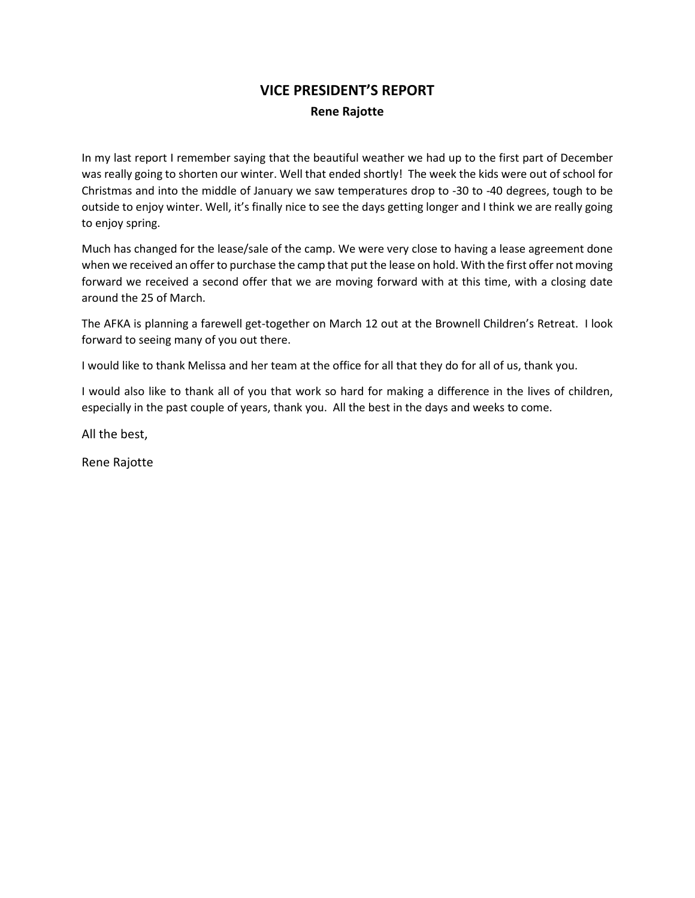# VICE PRESIDENT'S REPORT

**Rene Rajotte**

In my last report I remember saying that the beautiful weather we had up to the first part of December was really going to shorten our winter. Well that ended shortly! The week the kids were out of school for Christmas and into the middle of January we saw temperatures drop to -30 to -40 degrees, tough to be outside to enjoy winter. Well, it's finally nice to see the days getting longer and I think we are really going to enjoy spring.

Much has changed for the lease/sale of the camp. We were very close to having a lease agreement done when we received an offer to purchase the camp that put the lease on hold. With the first offer not moving forward we received a second offer that we are moving forward with at this time, with a closing date around the 25 of March.

The AFKA is planning a farewell get-together on March 12 out at the Brownell Children's Retreat. I look forward to seeing many of you out there.

I would like to thank Melissa and her team at the office for all that they do for all of us, thank you.

I would also like to thank all of you that work so hard for making a difference in the lives of children, especially in the past couple of years, thank you. All the best in the days and weeks to come.

All the best,

Rene Rajotte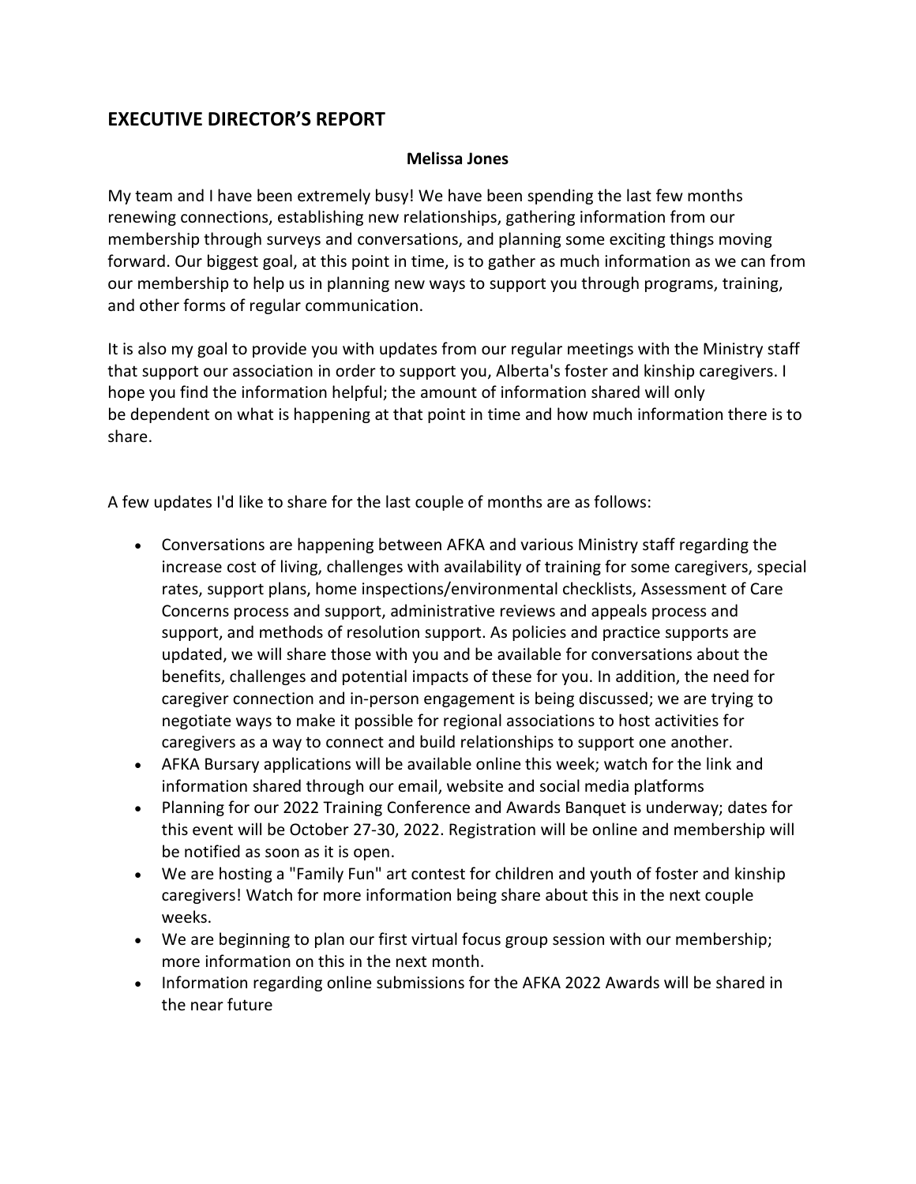## EXECUTIVE DIRECTOR'S REPORT

**Melissa Jones**

My team and I have been extremely busy! We have been spending the last few months renewing connections, establishing new relationships, gathering information from our membership through surveys and conversations, and planning some exciting things moving forward. Our biggest goal, at this point in time, is to gather as much information as we can from our membership to help us in planning new ways to support you through programs, training, and other forms of regular communication.

It is also my goal to provide you with updates from our regular meetings with the Ministry staff that support our association in order to support you, Alberta's foster and kinship caregivers. I hope you find the information helpful; the amount of information shared will only be dependent on what is happening at that point in time and how much information there is to share.

A few updates I'd like to share for the last couple of months are as follows:

- Conversations are happening between AFKA and various Ministry staff regarding the increase cost of living, challenges with availability of training for some caregivers, special rates, support plans, home inspections/environmental checklists, Assessment of Care Concerns process and support, administrative reviews and appeals process and support, and methods of resolution support. As policies and practice supports are updated, we will share those with you and be available for conversations about the benefits, challenges and potential impacts of these for you. In addition, the need for caregiver connection and in-person engagement is being discussed; we are trying to negotiate ways to make it possible for regional associations to host activities for caregivers as a way to connect and build relationships to support one another.
- AFKA Bursary applications will be available online this week; watch for the link and information shared through our email, website and social media platforms
- Planning for our 2022 Training Conference and Awards Banquet is underway; dates for this event will be October 27-30, 2022. Registration will be online and membership will be notified as soon as it is open.
- We are hosting a "Family Fun" art contest for children and youth of foster and kinship caregivers! Watch for more information being share about this in the next couple weeks.
- We are beginning to plan our first virtual focus group session with our membership; more information on this in the next month.
- Information regarding online submissions for the AFKA 2022 Awards will be shared in the near future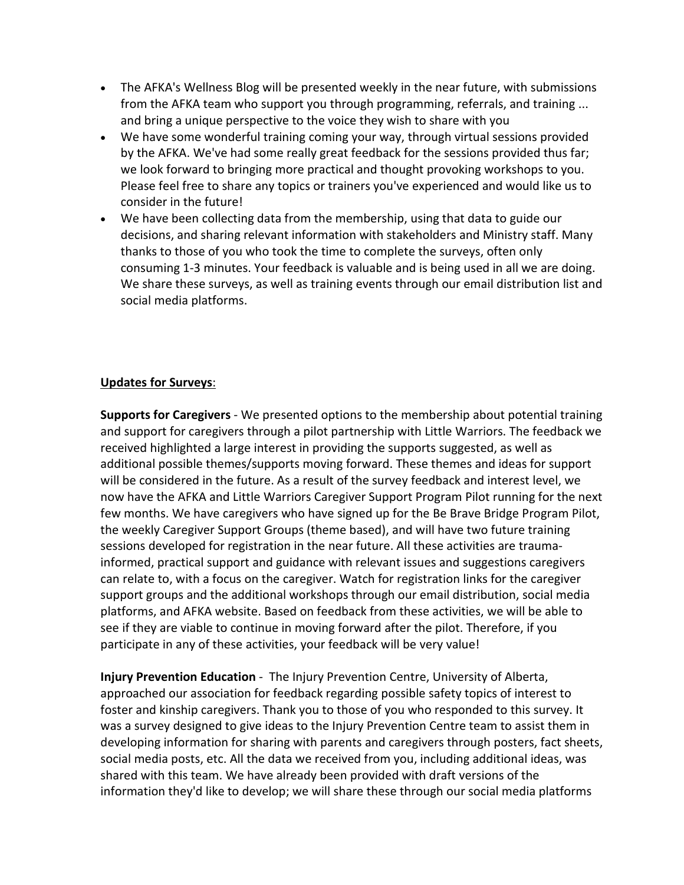- The AFKA's Wellness Blog will be presented weekly in the near future, with submissions from the AFKA team who support you through programming, referrals, and training ... and bring a unique perspective to the voice they wish to share with you
- We have some wonderful training coming your way, through virtual sessions provided by the AFKA. We've had some really great feedback for the sessions provided thus far; we look forward to bringing more practical and thought provoking workshops to you. Please feel free to share any topics or trainers you've experienced and would like us to consider in the future!
- We have been collecting data from the membership, using that data to guide our decisions, and sharing relevant information with stakeholders and Ministry staff. Many thanks to those of you who took the time to complete the surveys, often only consuming 1-3 minutes. Your feedback is valuable and is being used in all we are doing. We share these surveys, as well as training events through our email distribution list and social media platforms.

**Updates for Surveys**:

**Supports for Caregivers** - We presented options to the membership about potential training and support for caregivers through a pilot partnership with Little Warriors. The feedback we received highlighted a large interest in providing the supports suggested, as well as additional possible themes/supports moving forward. These themes and ideas for support will be considered in the future. As a result of the survey feedback and interest level, we now have the AFKA and Little Warriors Caregiver Support Program Pilot running for the next few months. We have caregivers who have signed up for the Be Brave Bridge Program Pilot, the weekly Caregiver Support Groups (theme based), and will have two future training sessions developed for registration in the near future. All these activities are trauma-informed, practical support and guidance with relevant issues and suggestions caregivers can relate to, with a focus on the caregiver. Watch for registration links for the caregiver support groups and the additional workshops through our email distribution, social media platforms, and AFKA website. Based on feedback from these activities, we will be able to see if they are viable to continue in moving forward after the pilot. Therefore, if you participate in any of these activities, your feedback will be very value!

**Injury Prevention Education** - The Injury Prevention Centre, University of Alberta, approached our association for feedback regarding possible safety topics of interest to foster and kinship caregivers. Thank you to those of you who responded to this survey. It was a survey designed to give ideas to the Injury Prevention Centre team to assist them in developing information for sharing with parents and caregivers through posters, fact sheets, social media posts, etc. All the data we received from you, including additional ideas, was shared with this team. We have already been provided with draft versions of the information they'd like to develop; we will share these through our social media platforms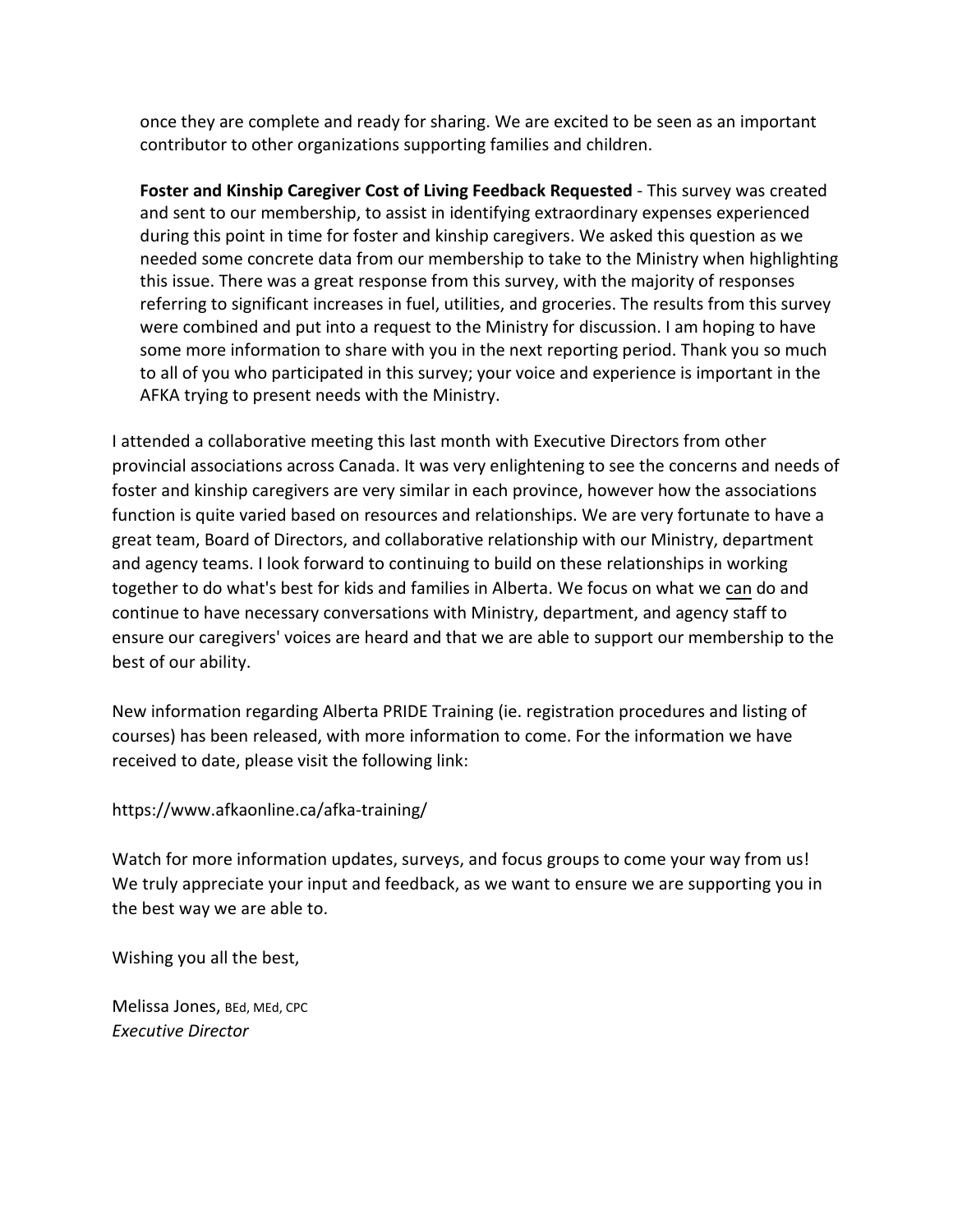once they are complete and ready for sharing. We are excited to be seen as an important contributor to other organizations supporting families and children.

**Foster and Kinship Caregiver Cost of Living Feedback Requested** - This survey was created and sent to our membership, to assist in identifying extraordinary expenses experienced during this point in time for foster and kinship caregivers. We asked this question as we needed some concrete data from our membership to take to the Ministry when highlighting this issue. There was a great response from this survey, with the majority of responses referring to significant increases in fuel, utilities, and groceries. The results from this survey were combined and put into a request to the Ministry for discussion. I am hoping to have some more information to share with you in the next reporting period. Thank you so much to all of you who participated in this survey; your voice and experience is important in the AFKA trying to present needs with the Ministry.

I attended a collaborative meeting this last month with Executive Directors from other provincial associations across Canada. It was very enlightening to see the concerns and needs of foster and kinship caregivers are very similar in each province, however how the associations function is quite varied based on resources and relationships. We are very fortunate to have a great team, Board of Directors, and collaborative relationship with our Ministry, department and agency teams. I look forward to continuing to build on these relationships in working together to do what's best for kids and families in Alberta. We focus on what we can do and continue to have necessary conversations with Ministry, department, and agency staff to ensure our caregivers' voices are heard and that we are able to support our membership to the best of our ability.

New information regarding Alberta PRIDE Training (ie. registration procedures and listing of courses) has been released, with more information to come. For the information we have received to date, please visit the following link:

https://www.afkaonline.ca/afka-training/

Watch for more information updates, surveys, and focus groups to come your way from us! We truly appreciate your input and feedback, as we want to ensure we are supporting you in the best way we are able to.

Wishing you all the best,

Melissa Jones, BEd, MEd, CPC
*Executive Director*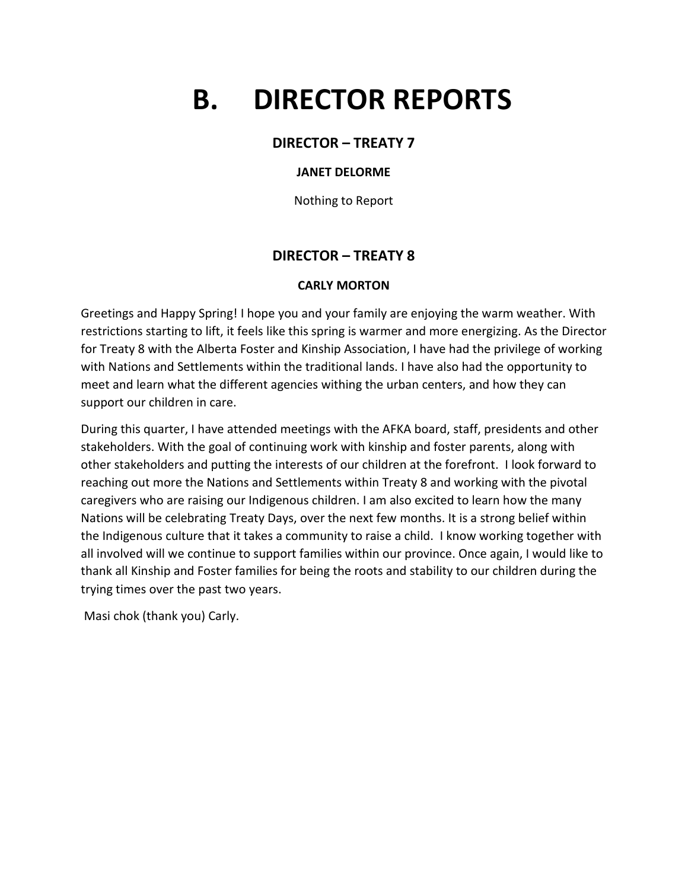# B. DIRECTOR REPORTS

## DIRECTOR – TREATY 7

### JANET DELORME

Nothing to Report

## DIRECTOR – TREATY 8

### CARLY MORTON

Greetings and Happy Spring! I hope you and your family are enjoying the warm weather. With restrictions starting to lift, it feels like this spring is warmer and more energizing. As the Director for Treaty 8 with the Alberta Foster and Kinship Association, I have had the privilege of working with Nations and Settlements within the traditional lands. I have also had the opportunity to meet and learn what the different agencies withing the urban centers, and how they can support our children in care.

During this quarter, I have attended meetings with the AFKA board, staff, presidents and other stakeholders. With the goal of continuing work with kinship and foster parents, along with other stakeholders and putting the interests of our children at the forefront. I look forward to reaching out more the Nations and Settlements within Treaty 8 and working with the pivotal caregivers who are raising our Indigenous children. I am also excited to learn how the many Nations will be celebrating Treaty Days, over the next few months. It is a strong belief within the Indigenous culture that it takes a community to raise a child. I know working together with all involved will we continue to support families within our province. Once again, I would like to thank all Kinship and Foster families for being the roots and stability to our children during the trying times over the past two years.

Masi chok (thank you) Carly.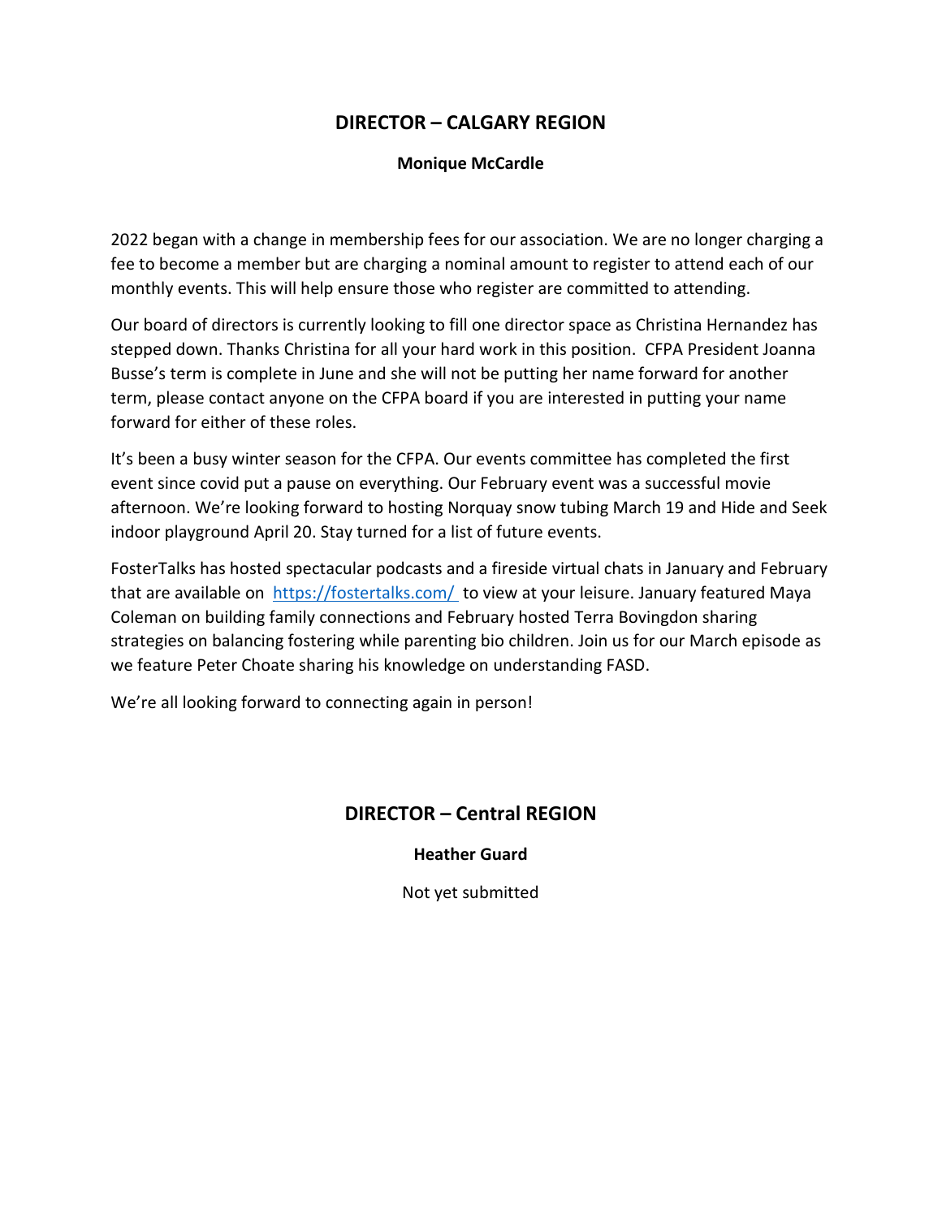## DIRECTOR – CALGARY REGION

**Monique McCardle**

2022 began with a change in membership fees for our association. We are no longer charging a fee to become a member but are charging a nominal amount to register to attend each of our monthly events. This will help ensure those who register are committed to attending.

Our board of directors is currently looking to fill one director space as Christina Hernandez has stepped down. Thanks Christina for all your hard work in this position. CFPA President Joanna Busse's term is complete in June and she will not be putting her name forward for another term, please contact anyone on the CFPA board if you are interested in putting your name forward for either of these roles.

It's been a busy winter season for the CFPA. Our events committee has completed the first event since covid put a pause on everything. Our February event was a successful movie afternoon. We're looking forward to hosting Norquay snow tubing March 19 and Hide and Seek indoor playground April 20. Stay turned for a list of future events.

FosterTalks has hosted spectacular podcasts and a fireside virtual chats in January and February that are available on [https://fostertalks.com/](https://fostertalks.com/) to view at your leisure. January featured Maya Coleman on building family connections and February hosted Terra Bovingdon sharing strategies on balancing fostering while parenting bio children. Join us for our March episode as we feature Peter Choate sharing his knowledge on understanding FASD.

We're all looking forward to connecting again in person!

## DIRECTOR – Central REGION

**Heather Guard**

Not yet submitted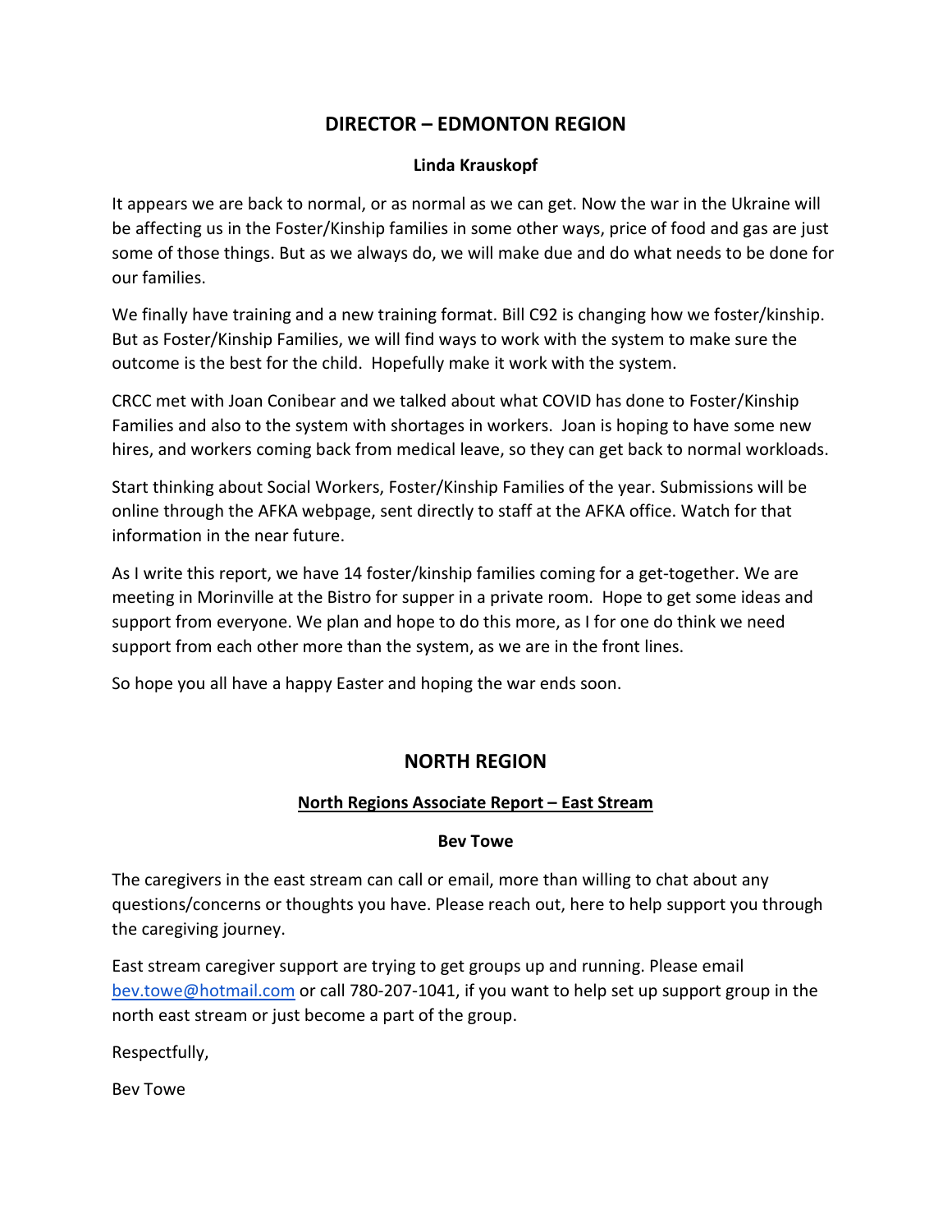## DIRECTOR – EDMONTON REGION

**Linda Krauskopf**

It appears we are back to normal, or as normal as we can get. Now the war in the Ukraine will be affecting us in the Foster/Kinship families in some other ways, price of food and gas are just some of those things. But as we always do, we will make due and do what needs to be done for our families.

We finally have training and a new training format. Bill C92 is changing how we foster/kinship. But as Foster/Kinship Families, we will find ways to work with the system to make sure the outcome is the best for the child. Hopefully make it work with the system.

CRCC met with Joan Conibear and we talked about what COVID has done to Foster/Kinship Families and also to the system with shortages in workers. Joan is hoping to have some new hires, and workers coming back from medical leave, so they can get back to normal workloads.

Start thinking about Social Workers, Foster/Kinship Families of the year. Submissions will be online through the AFKA webpage, sent directly to staff at the AFKA office. Watch for that information in the near future.

As I write this report, we have 14 foster/kinship families coming for a get-together. We are meeting in Morinville at the Bistro for supper in a private room. Hope to get some ideas and support from everyone. We plan and hope to do this more, as I for one do think we need support from each other more than the system, as we are in the front lines.

So hope you all have a happy Easter and hoping the war ends soon.

## NORTH REGION

### North Regions Associate Report – East Stream

**Bev Towe**

The caregivers in the east stream can call or email, more than willing to chat about any questions/concerns or thoughts you have. Please reach out, here to help support you through the caregiving journey.

East stream caregiver support are trying to get groups up and running. Please email bev.towe@hotmail.com or call 780-207-1041, if you want to help set up support group in the north east stream or just become a part of the group.

Respectfully,

Bev Towe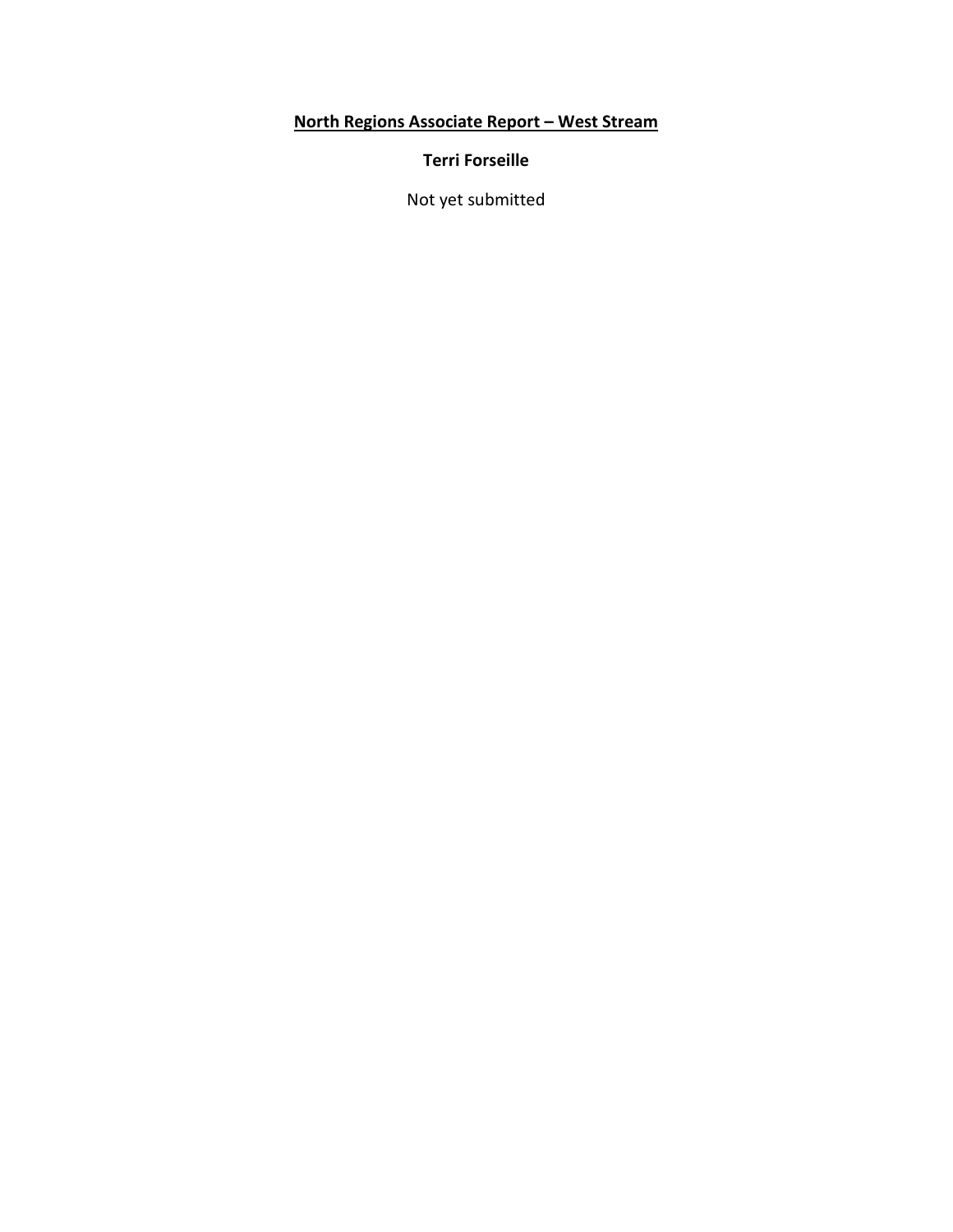## North Regions Associate Report – West Stream

**Terri Forseille**

Not yet submitted